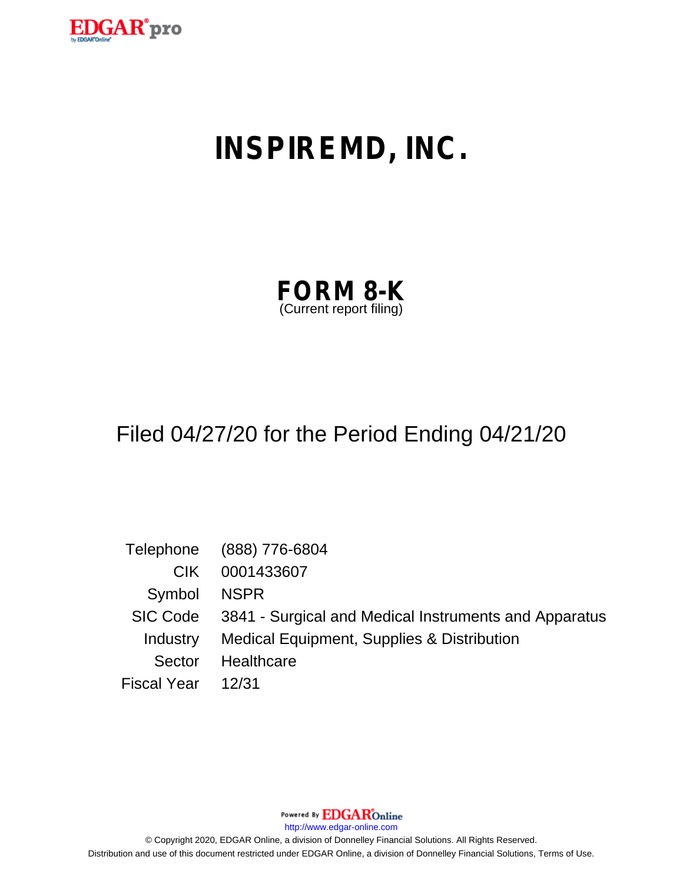# INSPIREMD, INC.

## FORM 8-K

(Current report filing)

Filed 04/27/20 for the Period Ending 04/21/20

| | |
|---|---|
| Telephone | (888) 776-6804 |
| CIK | 0001433607 |
| Symbol | NSPR |
| SIC Code | 3841 - Surgical and Medical Instruments and Apparatus |
| Industry | Medical Equipment, Supplies & Distribution |
| Sector | Healthcare |
| Fiscal Year | 12/31 |

Powered By EDGAR Online

http://www.edgar-online.com

© Copyright 2020, EDGAR Online, a division of Donnelley Financial Solutions. All Rights Reserved.

Distribution and use of this document restricted under EDGAR Online, a division of Donnelley Financial Solutions, Terms of Use.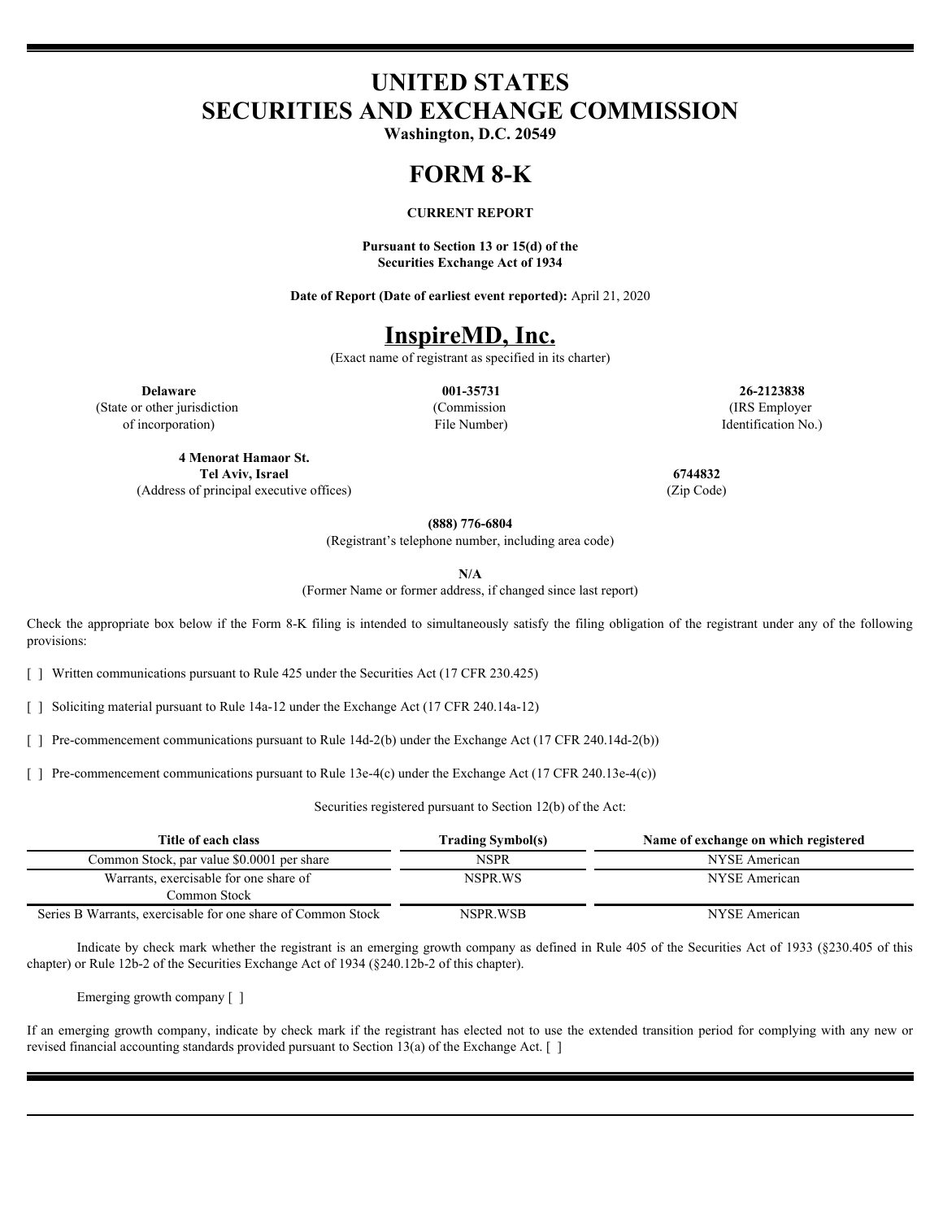# UNITED STATES
# SECURITIES AND EXCHANGE COMMISSION

**Washington, D.C. 20549**

# FORM 8-K

**CURRENT REPORT**

**Pursuant to Section 13 or 15(d) of the Securities Exchange Act of 1934**

**Date of Report (Date of earliest event reported):** April 21, 2020

# InspireMD, Inc.

(Exact name of registrant as specified in its charter)

| **Delaware** | **001-35731** | **26-2123838** |
|---|---|---|
| (State or other jurisdiction of incorporation) | (Commission File Number) | (IRS Employer Identification No.) |

| **4 Menorat Hamaor St.** **Tel Aviv, Israel** | **6744832** |
|---|---|
| (Address of principal executive offices) | (Zip Code) |

**(888) 776-6804**

(Registrant's telephone number, including area code)

**N/A**

(Former Name or former address, if changed since last report)

Check the appropriate box below if the Form 8-K filing is intended to simultaneously satisfy the filing obligation of the registrant under any of the following provisions:

[ ] Written communications pursuant to Rule 425 under the Securities Act (17 CFR 230.425)

[ ] Soliciting material pursuant to Rule 14a-12 under the Exchange Act (17 CFR 240.14a-12)

[ ] Pre-commencement communications pursuant to Rule 14d-2(b) under the Exchange Act (17 CFR 240.14d-2(b))

[ ] Pre-commencement communications pursuant to Rule 13e-4(c) under the Exchange Act (17 CFR 240.13e-4(c))

Securities registered pursuant to Section 12(b) of the Act:

| Title of each class | Trading Symbol(s) | Name of exchange on which registered |
|---|---|---|
| Common Stock, par value $0.0001 per share | NSPR | NYSE American |
| Warrants, exercisable for one share of Common Stock | NSPR.WS | NYSE American |
| Series B Warrants, exercisable for one share of Common Stock | NSPR.WSB | NYSE American |

Indicate by check mark whether the registrant is an emerging growth company as defined in Rule 405 of the Securities Act of 1933 (§230.405 of this chapter) or Rule 12b-2 of the Securities Exchange Act of 1934 (§240.12b-2 of this chapter).

Emerging growth company [ ]

If an emerging growth company, indicate by check mark if the registrant has elected not to use the extended transition period for complying with any new or revised financial accounting standards provided pursuant to Section 13(a) of the Exchange Act. [ ]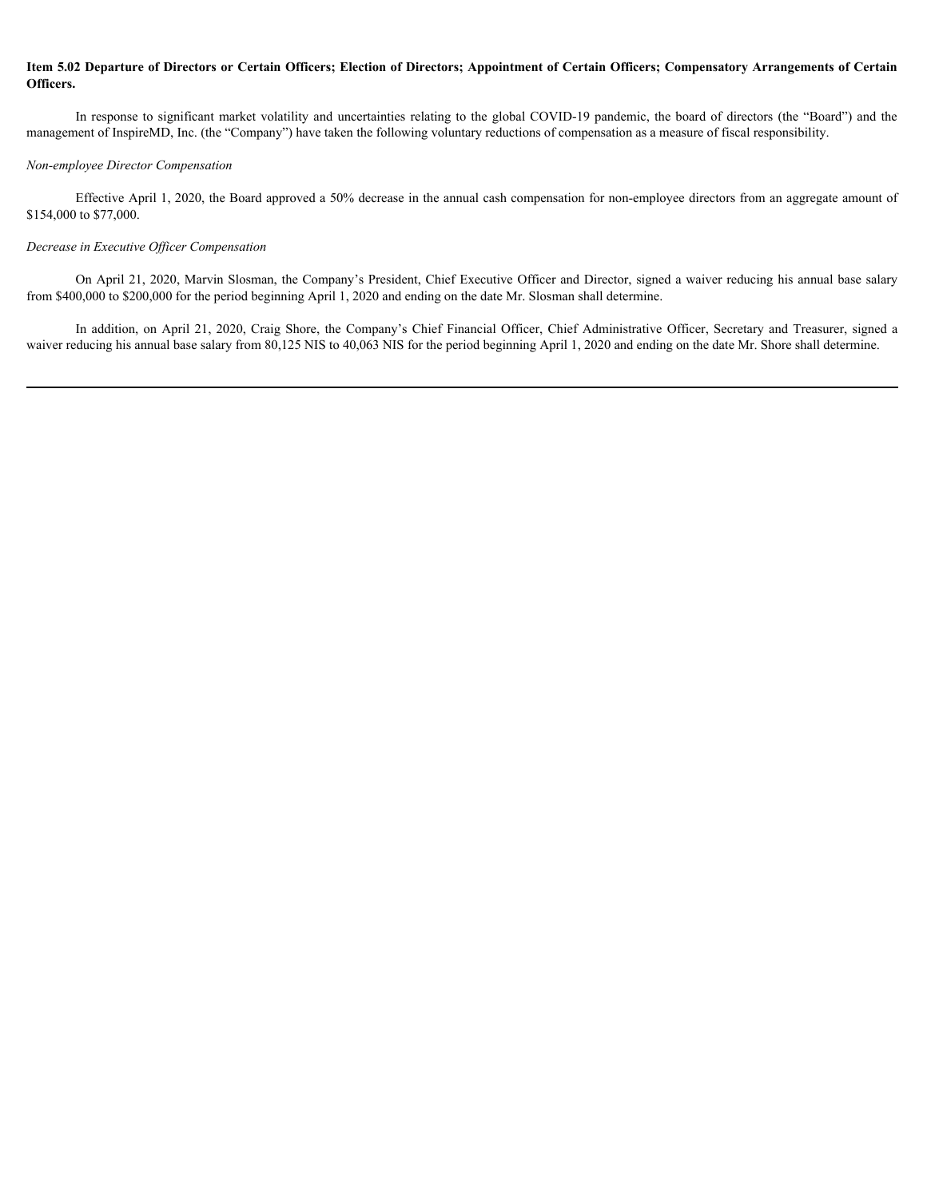**Item 5.02 Departure of Directors or Certain Officers; Election of Directors; Appointment of Certain Officers; Compensatory Arrangements of Certain Officers.**

In response to significant market volatility and uncertainties relating to the global COVID-19 pandemic, the board of directors (the "Board") and the management of InspireMD, Inc. (the "Company") have taken the following voluntary reductions of compensation as a measure of fiscal responsibility.

*Non-employee Director Compensation*

Effective April 1, 2020, the Board approved a 50% decrease in the annual cash compensation for non-employee directors from an aggregate amount of $154,000 to $77,000.

*Decrease in Executive Officer Compensation*

On April 21, 2020, Marvin Slosman, the Company's President, Chief Executive Officer and Director, signed a waiver reducing his annual base salary from $400,000 to $200,000 for the period beginning April 1, 2020 and ending on the date Mr. Slosman shall determine.

In addition, on April 21, 2020, Craig Shore, the Company's Chief Financial Officer, Chief Administrative Officer, Secretary and Treasurer, signed a waiver reducing his annual base salary from 80,125 NIS to 40,063 NIS for the period beginning April 1, 2020 and ending on the date Mr. Shore shall determine.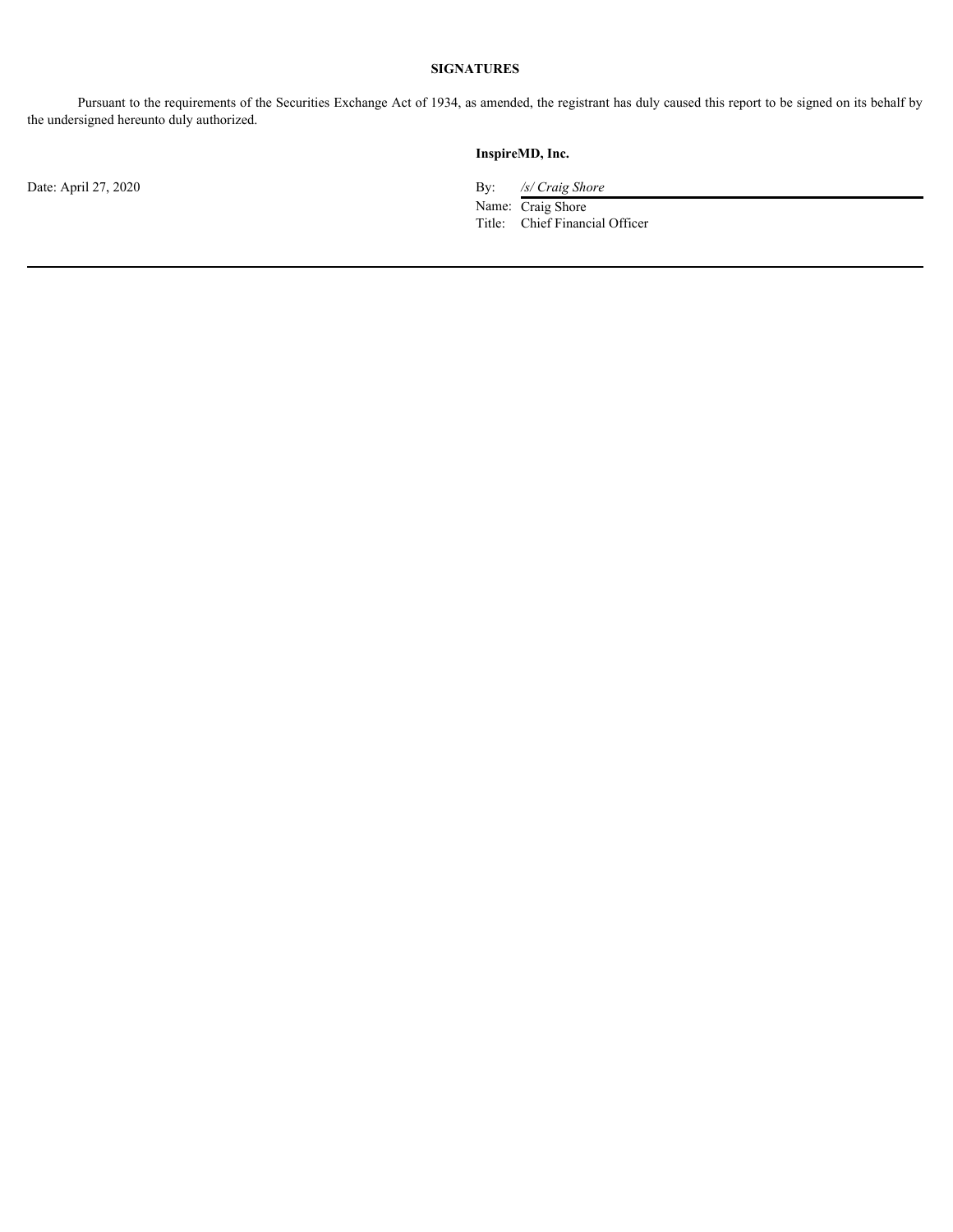**SIGNATURES**

Pursuant to the requirements of the Securities Exchange Act of 1934, as amended, the registrant has duly caused this report to be signed on its behalf by the undersigned hereunto duly authorized.

**InspireMD, Inc.**

Date: April 27, 2020

By: */s/ Craig Shore*

Name: Craig Shore

Title: Chief Financial Officer